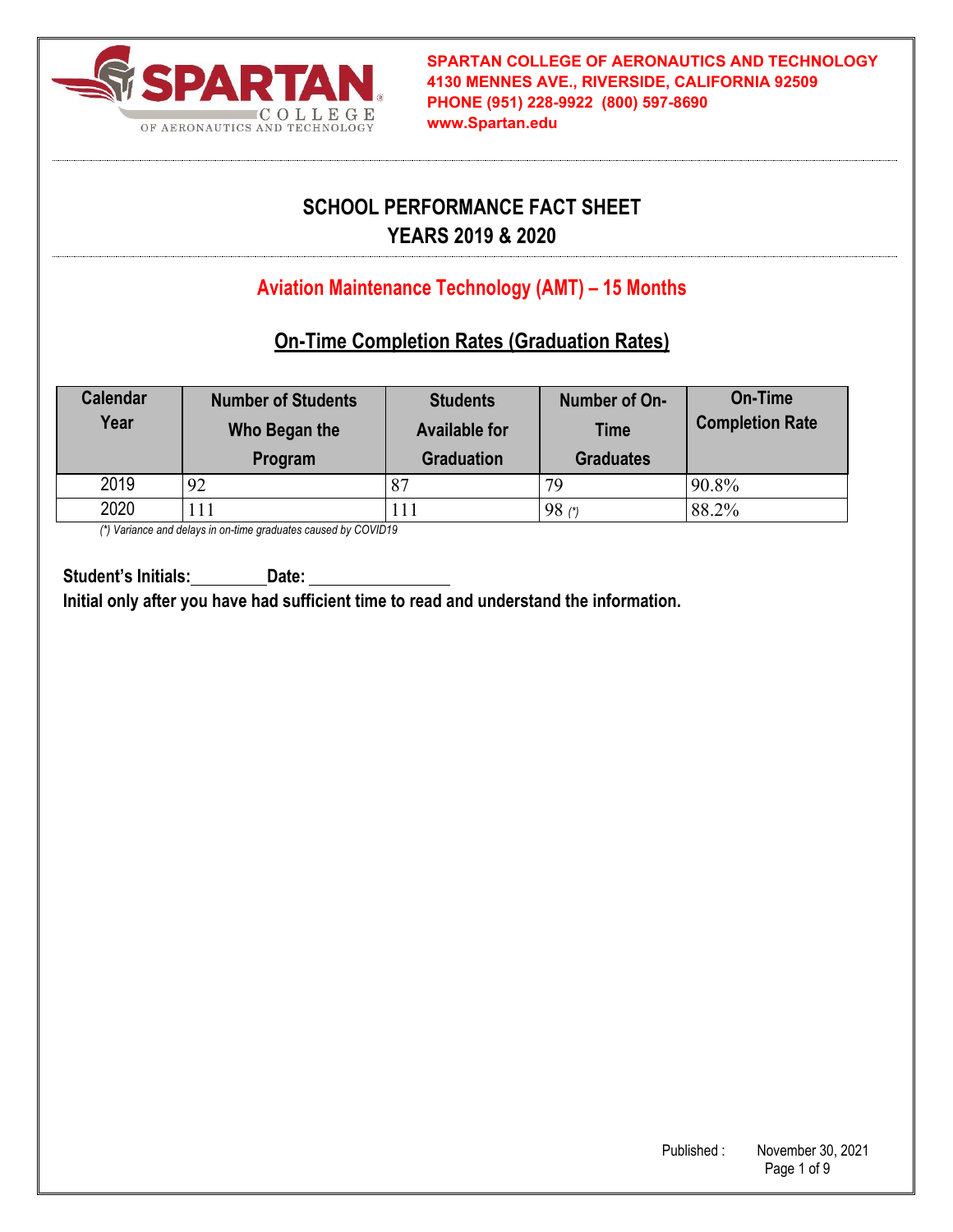**SPARTAN COLLEGE OF AERONAUTICS AND TECHNOLOGY**
**4130 MENNES AVE., RIVERSIDE, CALIFORNIA 92509**
**PHONE (951) 228-9922 (800) 597-8690**
**www.Spartan.edu**

# SCHOOL PERFORMANCE FACT SHEET
# YEARS 2019 & 2020

## Aviation Maintenance Technology (AMT) – 15 Months

### On-Time Completion Rates (Graduation Rates)

| Calendar Year | Number of Students Who Began the Program | Students Available for Graduation | Number of On-Time Graduates | On-Time Completion Rate |
|---|---|---|---|---|
| 2019 | 92 | 87 | 79 | 90.8% |
| 2020 | 111 | 111 | 98 (*) | 88.2% |

*(\*) Variance and delays in on-time graduates caused by COVID19*

**Student's Initials:________ Date: ________________**
**Initial only after you have had sufficient time to read and understand the information.**

Published : November 30, 2021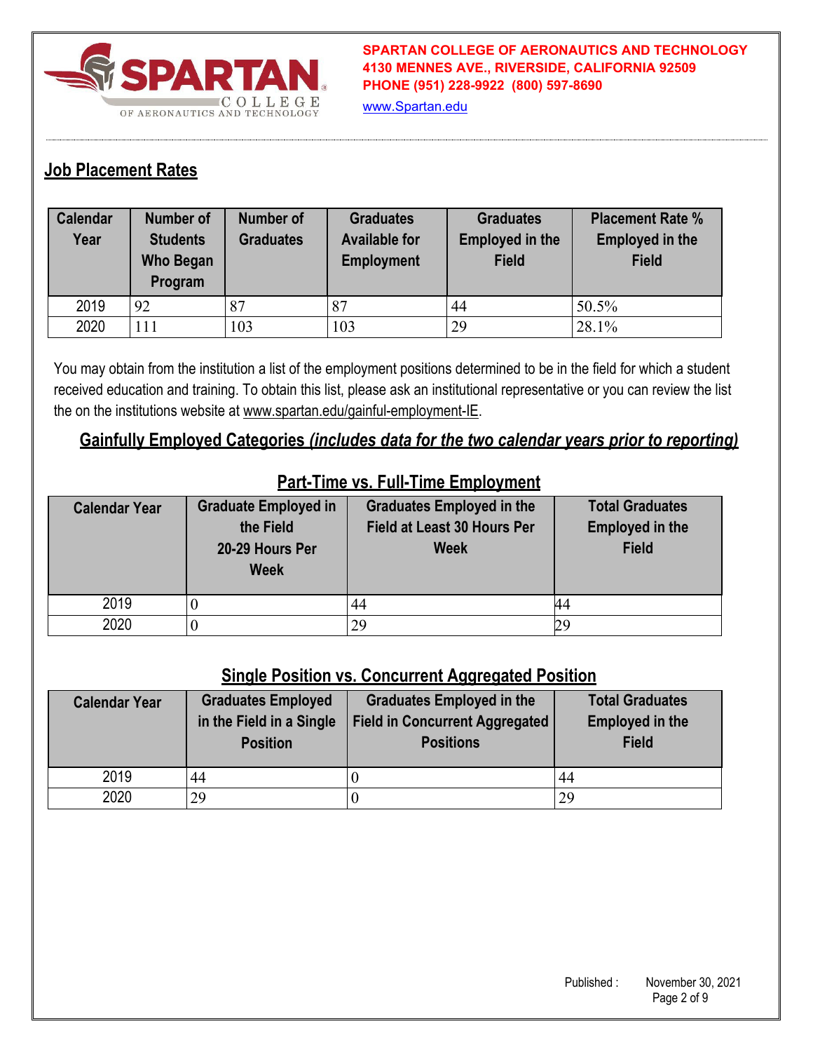SPARTAN COLLEGE OF AERONAUTICS AND TECHNOLOGY
4130 MENNES AVE., RIVERSIDE, CALIFORNIA 92509
PHONE (951) 228-9922 (800) 597-8690
www.Spartan.edu

## Job Placement Rates

| Calendar Year | Number of Students Who Began Program | Number of Graduates | Graduates Available for Employment | Graduates Employed in the Field | Placement Rate % Employed in the Field |
|---|---|---|---|---|---|
| 2019 | 92 | 87 | 87 | 44 | 50.5% |
| 2020 | 111 | 103 | 103 | 29 | 28.1% |

You may obtain from the institution a list of the employment positions determined to be in the field for which a student received education and training. To obtain this list, please ask an institutional representative or you can review the list the on the institutions website at www.spartan.edu/gainful-employment-IE.

## Gainfully Employed Categories *(includes data for the two calendar years prior to reporting)*

### Part-Time vs. Full-Time Employment

| Calendar Year | Graduate Employed in the Field 20-29 Hours Per Week | Graduates Employed in the Field at Least 30 Hours Per Week | Total Graduates Employed in the Field |
|---|---|---|---|
| 2019 | 0 | 44 | 44 |
| 2020 | 0 | 29 | 29 |

### Single Position vs. Concurrent Aggregated Position

| Calendar Year | Graduates Employed in the Field in a Single Position | Graduates Employed in the Field in Concurrent Aggregated Positions | Total Graduates Employed in the Field |
|---|---|---|---|
| 2019 | 44 | 0 | 44 |
| 2020 | 29 | 0 | 29 |

Published : November 30, 2021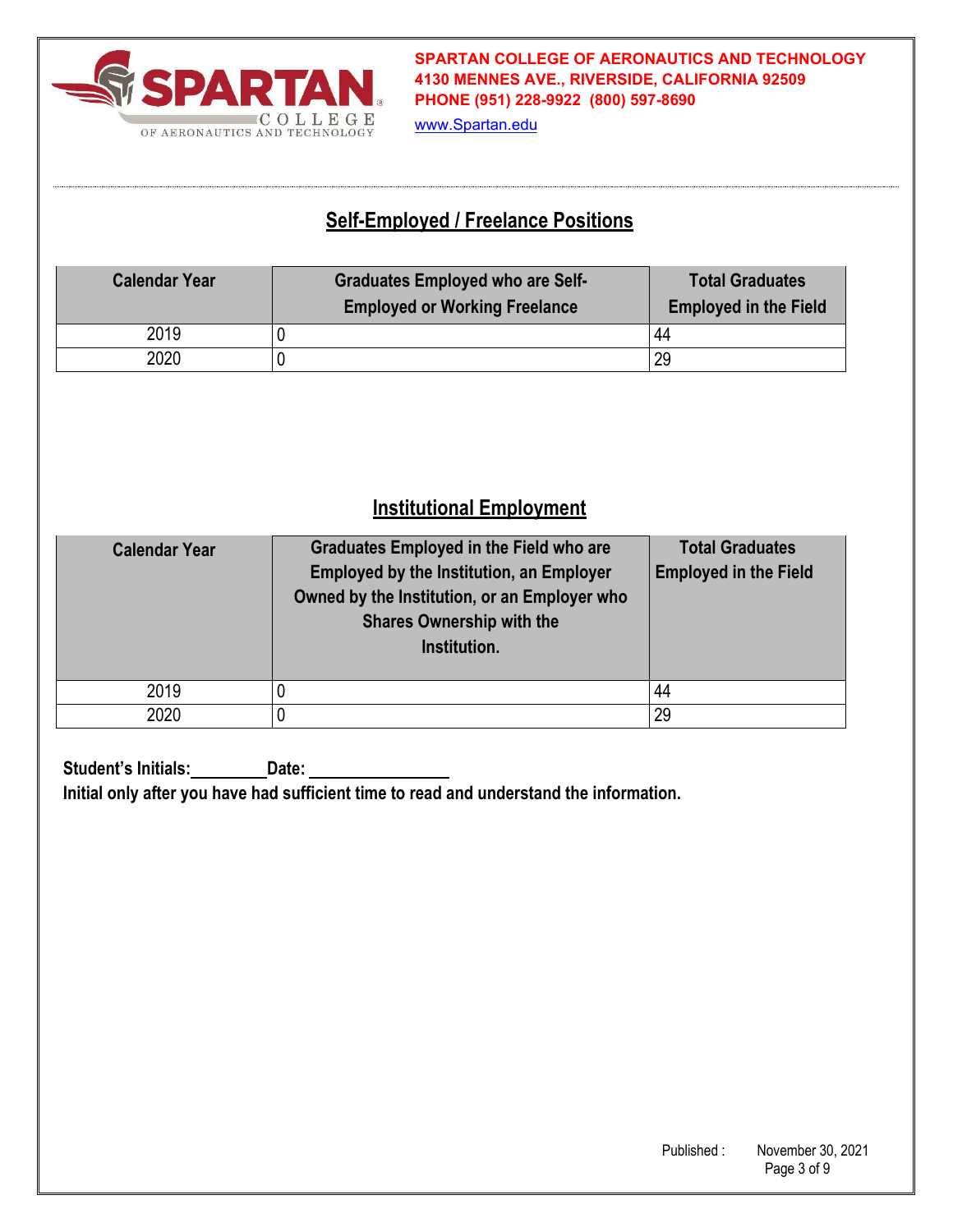## Self-Employed / Freelance Positions

| Calendar Year | Graduates Employed who are Self-Employed or Working Freelance | Total Graduates Employed in the Field |
|---|---|---|
| 2019 | 0 | 44 |
| 2020 | 0 | 29 |

## Institutional Employment

| Calendar Year | Graduates Employed in the Field who are Employed by the Institution, an Employer Owned by the Institution, or an Employer who Shares Ownership with the Institution. | Total Graduates Employed in the Field |
|---|---|---|
| 2019 | 0 | 44 |
| 2020 | 0 | 29 |

**Student's Initials:\_\_\_\_\_\_\_\_\_Date: \_\_\_\_\_\_\_\_\_\_\_\_\_\_\_\_\_**

**Initial only after you have had sufficient time to read and understand the information.**

Published : November 30, 2021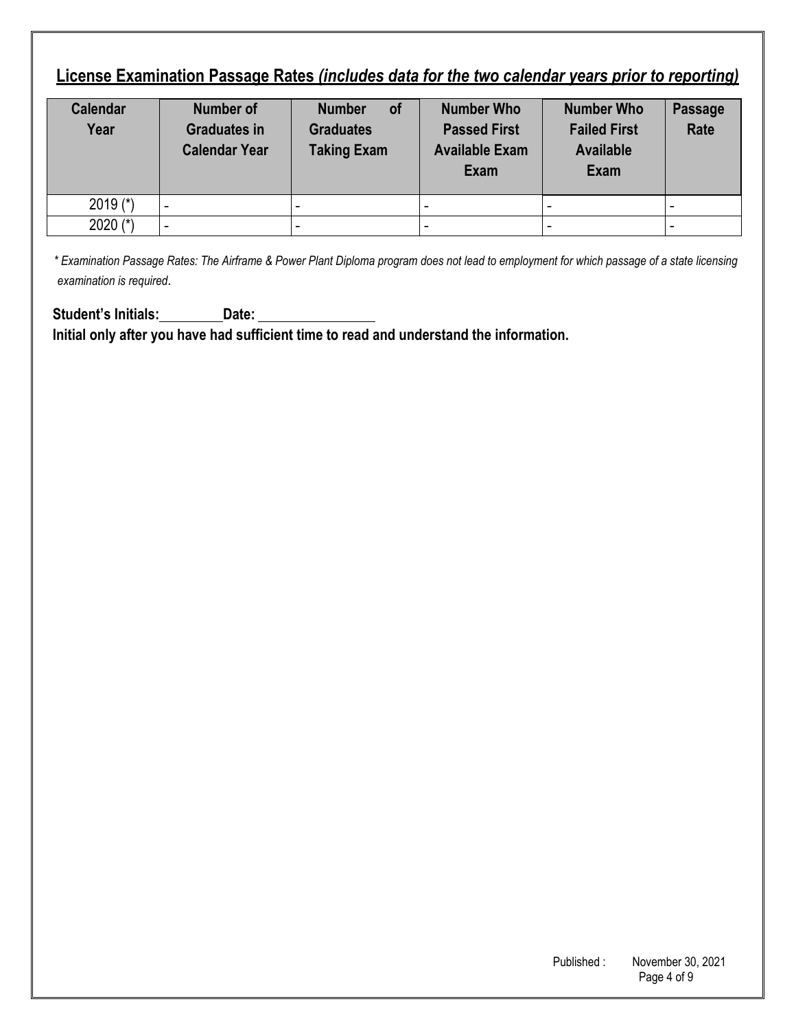## **License Examination Passage Rates** ***(includes data for the two calendar years prior to reporting)***

| Calendar Year | Number of Graduates in Calendar Year | Number of Graduates Taking Exam | Number Who Passed First Available Exam | Number Who Failed First Available Exam | Passage Rate |
|---|---|---|---|---|---|
| 2019 (*) | - | - | - | - | - |
| 2020 (*) | - | - | - | - | - |

*\* Examination Passage Rates: The Airframe & Power Plant Diploma program does not lead to employment for which passage of a state licensing examination is required.*

**Student's Initials:\_\_\_\_\_\_\_\_\_Date: \_\_\_\_\_\_\_\_\_\_\_\_\_\_\_\_**

**Initial only after you have had sufficient time to read and understand the information.**

Published : November 30, 2021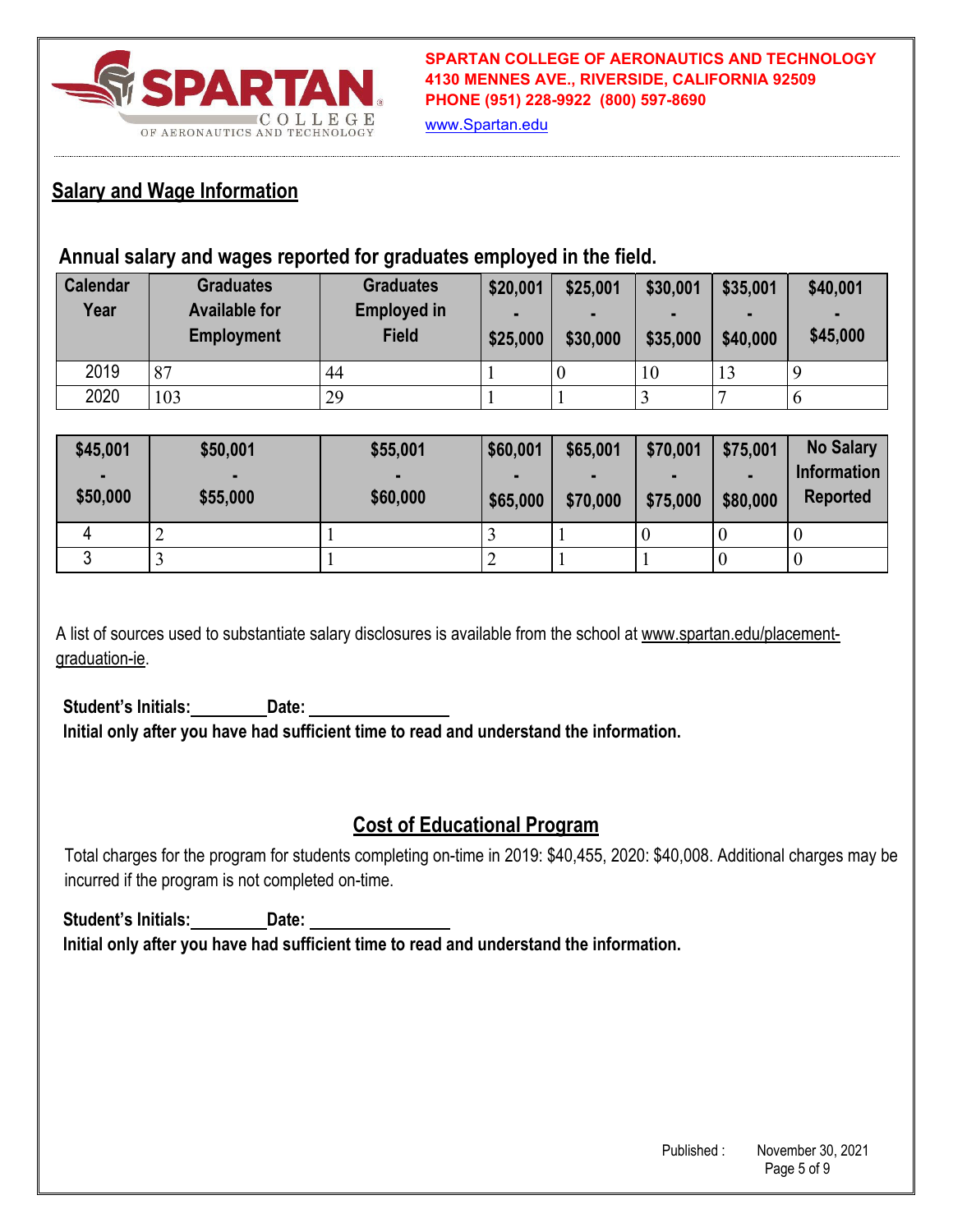## Salary and Wage Information

### Annual salary and wages reported for graduates employed in the field.

| Calendar Year | Graduates Available for Employment | Graduates Employed in Field | $20,001 - $25,000 | $25,001 - $30,000 | $30,001 - $35,000 | $35,001 - $40,000 | $40,001 - $45,000 |
|---|---|---|---|---|---|---|---|
| 2019 | 87 | 44 | 1 | 0 | 10 | 13 | 9 |
| 2020 | 103 | 29 | 1 | 1 | 3 | 7 | 6 |

| $45,001 - $50,000 | $50,001 - $55,000 | $55,001 - $60,000 | $60,001 - $65,000 | $65,001 - $70,000 | $70,001 - $75,000 | $75,001 - $80,000 | No Salary Information Reported |
|---|---|---|---|---|---|---|---|
| 4 | 2 | 1 | 3 | 1 | 0 | 0 | 0 |
| 3 | 3 | 1 | 2 | 1 | 1 | 0 | 0 |

A list of sources used to substantiate salary disclosures is available from the school at www.spartan.edu/placement-graduation-ie.

**Student's Initials:________ Date: ______________**
**Initial only after you have had sufficient time to read and understand the information.**

## Cost of Educational Program

Total charges for the program for students completing on-time in 2019: $40,455, 2020: $40,008. Additional charges may be incurred if the program is not completed on-time.

**Student's Initials:________ Date: ______________**
**Initial only after you have had sufficient time to read and understand the information.**

Published : November 30, 2021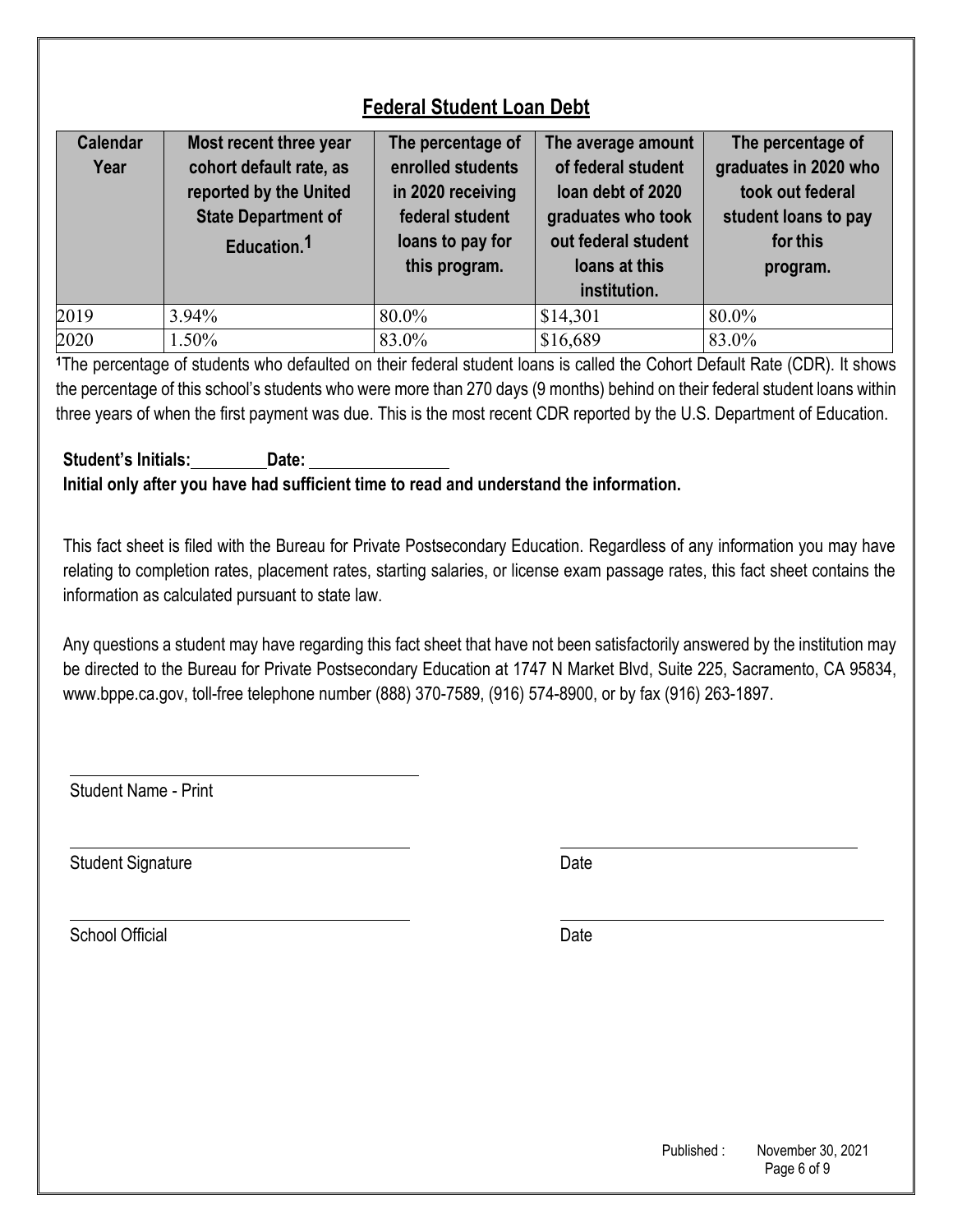## Federal Student Loan Debt

| Calendar Year | Most recent three year cohort default rate, as reported by the United State Department of Education.[1] | The percentage of enrolled students in 2020 receiving federal student loans to pay for this program. | The average amount of federal student loan debt of 2020 graduates who took out federal student loans at this institution. | The percentage of graduates in 2020 who took out federal student loans to pay for this program. |
|---|---|---|---|---|
| 2019 | 3.94% | 80.0% | $14,301 | 80.0% |
| 2020 | 1.50% | 83.0% | $16,689 | 83.0% |

[1]The percentage of students who defaulted on their federal student loans is called the Cohort Default Rate (CDR). It shows the percentage of this school's students who were more than 270 days (9 months) behind on their federal student loans within three years of when the first payment was due. This is the most recent CDR reported by the U.S. Department of Education.

**Student's Initials:\_\_\_\_\_\_\_\_ Date: \_\_\_\_\_\_\_\_\_\_\_\_\_\_\_\_**

**Initial only after you have had sufficient time to read and understand the information.**

This fact sheet is filed with the Bureau for Private Postsecondary Education. Regardless of any information you may have relating to completion rates, placement rates, starting salaries, or license exam passage rates, this fact sheet contains the information as calculated pursuant to state law.

Any questions a student may have regarding this fact sheet that have not been satisfactorily answered by the institution may be directed to the Bureau for Private Postsecondary Education at 1747 N Market Blvd, Suite 225, Sacramento, CA 95834, www.bppe.ca.gov, toll-free telephone number (888) 370-7589, (916) 574-8900, or by fax (916) 263-1897.

\_\_\_\_\_\_\_\_\_\_\_\_\_\_\_\_\_\_\_\_\_\_\_\_\_\_\_\_\_\_\_\_\_\_\_\_\_\_\_\_

Student Name - Print

\_\_\_\_\_\_\_\_\_\_\_\_\_\_\_\_\_\_\_\_\_\_\_\_\_\_\_\_\_\_\_\_\_\_\_\_\_\_\_\_ \_\_\_\_\_\_\_\_\_\_\_\_\_\_\_\_\_\_\_\_\_\_\_\_\_\_\_\_\_\_\_\_\_\_

Student Signature Date

\_\_\_\_\_\_\_\_\_\_\_\_\_\_\_\_\_\_\_\_\_\_\_\_\_\_\_\_\_\_\_\_\_\_\_\_\_\_\_\_ \_\_\_\_\_\_\_\_\_\_\_\_\_\_\_\_\_\_\_\_\_\_\_\_\_\_\_\_\_\_\_\_\_\_

School Official Date

Published : November 30, 2021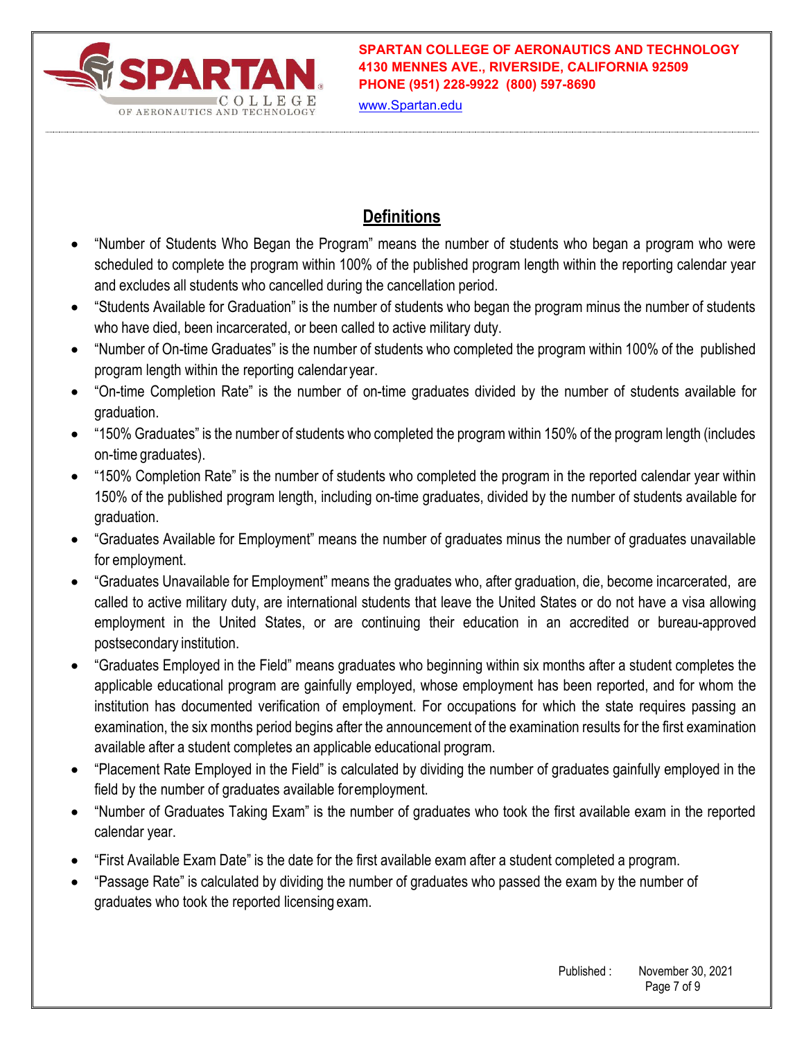## Definitions

- "Number of Students Who Began the Program" means the number of students who began a program who were scheduled to complete the program within 100% of the published program length within the reporting calendar year and excludes all students who cancelled during the cancellation period.
- "Students Available for Graduation" is the number of students who began the program minus the number of students who have died, been incarcerated, or been called to active military duty.
- "Number of On-time Graduates" is the number of students who completed the program within 100% of the published program length within the reporting calendar year.
- "On-time Completion Rate" is the number of on-time graduates divided by the number of students available for graduation.
- "150% Graduates" is the number of students who completed the program within 150% of the program length (includes on-time graduates).
- "150% Completion Rate" is the number of students who completed the program in the reported calendar year within 150% of the published program length, including on-time graduates, divided by the number of students available for graduation.
- "Graduates Available for Employment" means the number of graduates minus the number of graduates unavailable for employment.
- "Graduates Unavailable for Employment" means the graduates who, after graduation, die, become incarcerated, are called to active military duty, are international students that leave the United States or do not have a visa allowing employment in the United States, or are continuing their education in an accredited or bureau-approved postsecondary institution.
- "Graduates Employed in the Field" means graduates who beginning within six months after a student completes the applicable educational program are gainfully employed, whose employment has been reported, and for whom the institution has documented verification of employment. For occupations for which the state requires passing an examination, the six months period begins after the announcement of the examination results for the first examination available after a student completes an applicable educational program.
- "Placement Rate Employed in the Field" is calculated by dividing the number of graduates gainfully employed in the field by the number of graduates available for employment.
- "Number of Graduates Taking Exam" is the number of graduates who took the first available exam in the reported calendar year.
- "First Available Exam Date" is the date for the first available exam after a student completed a program.
- "Passage Rate" is calculated by dividing the number of graduates who passed the exam by the number of graduates who took the reported licensing exam.

Published : November 30, 2021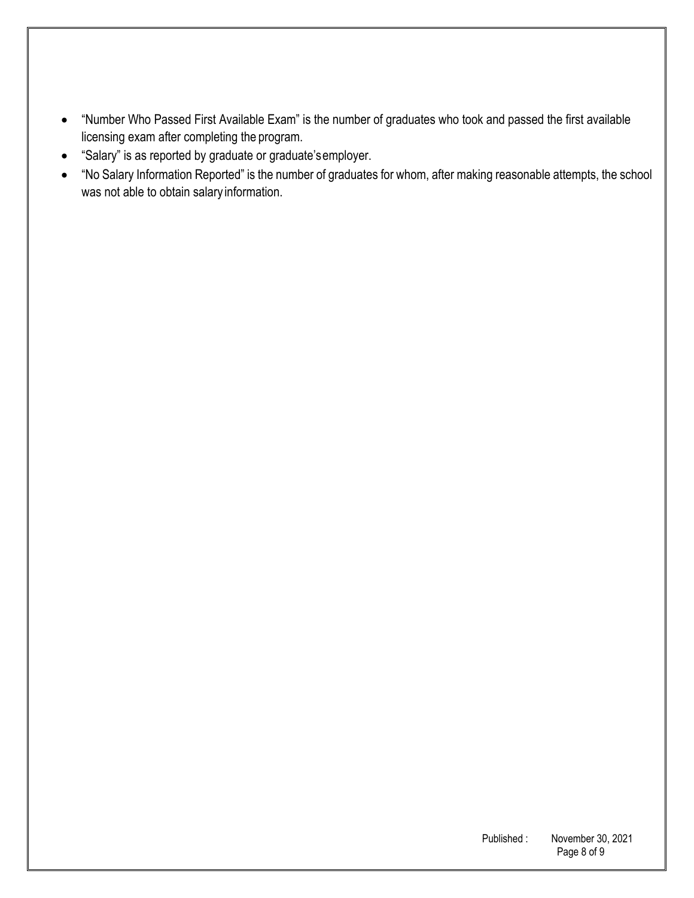- "Number Who Passed First Available Exam" is the number of graduates who took and passed the first available licensing exam after completing the program.
- "Salary" is as reported by graduate or graduate's employer.
- "No Salary Information Reported" is the number of graduates for whom, after making reasonable attempts, the school was not able to obtain salary information.

Published : November 30, 2021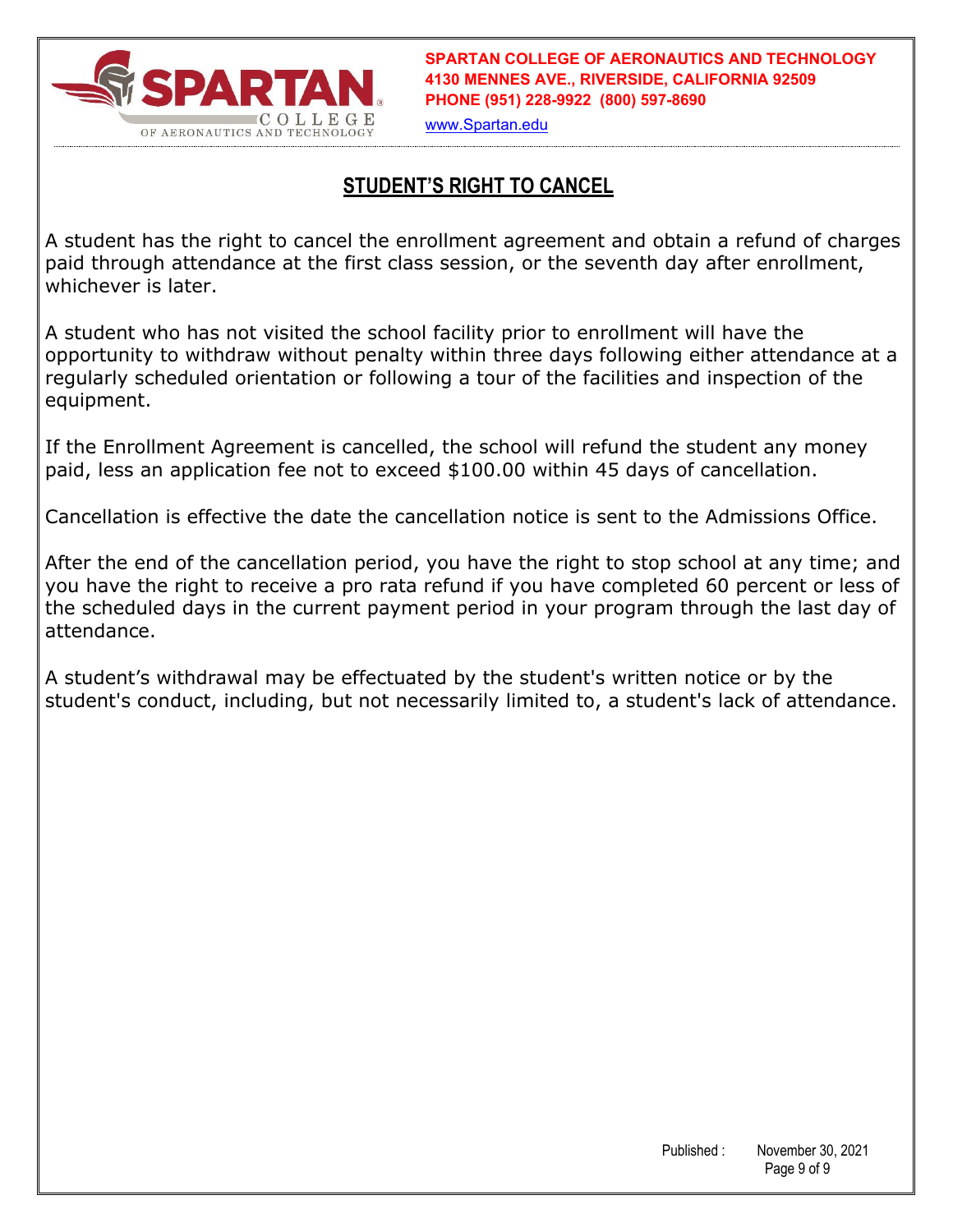## STUDENT'S RIGHT TO CANCEL

A student has the right to cancel the enrollment agreement and obtain a refund of charges paid through attendance at the first class session, or the seventh day after enrollment, whichever is later.

A student who has not visited the school facility prior to enrollment will have the opportunity to withdraw without penalty within three days following either attendance at a regularly scheduled orientation or following a tour of the facilities and inspection of the equipment.

If the Enrollment Agreement is cancelled, the school will refund the student any money paid, less an application fee not to exceed $100.00 within 45 days of cancellation.

Cancellation is effective the date the cancellation notice is sent to the Admissions Office.

After the end of the cancellation period, you have the right to stop school at any time; and you have the right to receive a pro rata refund if you have completed 60 percent or less of the scheduled days in the current payment period in your program through the last day of attendance.

A student's withdrawal may be effectuated by the student's written notice or by the student's conduct, including, but not necessarily limited to, a student's lack of attendance.